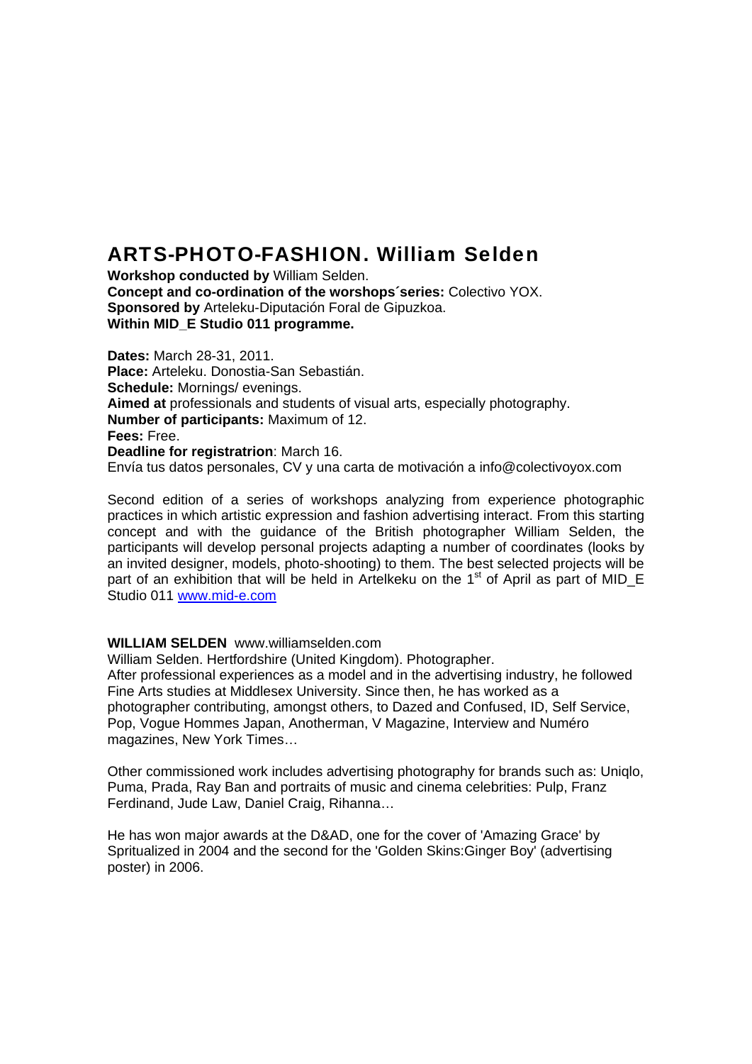# ARTS-PHOTO-FASHION. William Selden

**Workshop conducted by** William Selden.
**Concept and co-ordination of the worshops´series:** Colectivo YOX.
**Sponsored by** Arteleku-Diputación Foral de Gipuzkoa.
**Within MID_E Studio 011 programme.**

**Dates:** March 28-31, 2011.
**Place:** Arteleku. Donostia-San Sebastián.
**Schedule:** Mornings/ evenings.
**Aimed at** professionals and students of visual arts, especially photography.
**Number of participants:** Maximum of 12.
**Fees:** Free.
**Deadline for registratrion**: March 16.
Envía tus datos personales, CV y una carta de motivación a info@colectivoyox.com

Second edition of a series of workshops analyzing from experience photographic practices in which artistic expression and fashion advertising interact. From this starting concept and with the guidance of the British photographer William Selden, the participants will develop personal projects adapting a number of coordinates (looks by an invited designer, models, photo-shooting) to them. The best selected projects will be part of an exhibition that will be held in Artelkeku on the 1st of April as part of MID_E Studio 011 www.mid-e.com

**WILLIAM SELDEN** www.williamselden.com
William Selden. Hertfordshire (United Kingdom). Photographer.
After professional experiences as a model and in the advertising industry, he followed Fine Arts studies at Middlesex University. Since then, he has worked as a photographer contributing, amongst others, to Dazed and Confused, ID, Self Service, Pop, Vogue Hommes Japan, Anotherman, V Magazine, Interview and Numéro magazines, New York Times…

Other commissioned work includes advertising photography for brands such as: Uniqlo, Puma, Prada, Ray Ban and portraits of music and cinema celebrities: Pulp, Franz Ferdinand, Jude Law, Daniel Craig, Rihanna…

He has won major awards at the D&AD, one for the cover of 'Amazing Grace' by Spritualized in 2004 and the second for the 'Golden Skins:Ginger Boy' (advertising poster) in 2006.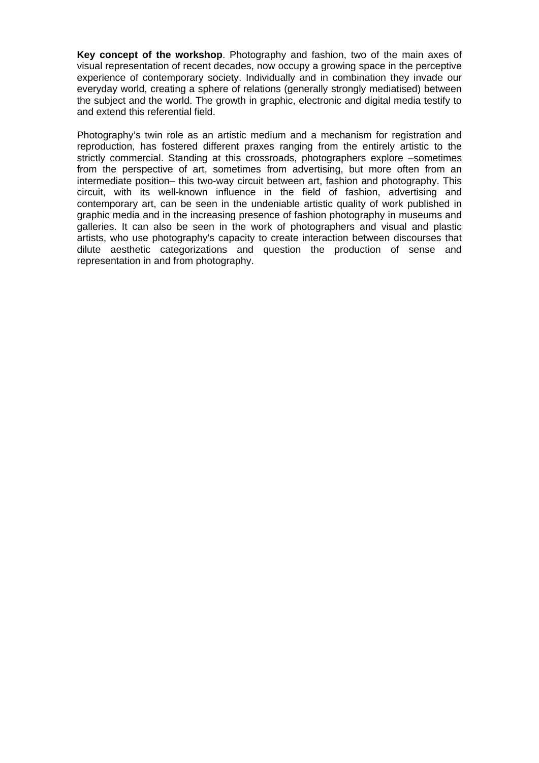**Key concept of the workshop**. Photography and fashion, two of the main axes of visual representation of recent decades, now occupy a growing space in the perceptive experience of contemporary society. Individually and in combination they invade our everyday world, creating a sphere of relations (generally strongly mediatised) between the subject and the world. The growth in graphic, electronic and digital media testify to and extend this referential field.

Photography's twin role as an artistic medium and a mechanism for registration and reproduction, has fostered different praxes ranging from the entirely artistic to the strictly commercial. Standing at this crossroads, photographers explore –sometimes from the perspective of art, sometimes from advertising, but more often from an intermediate position– this two-way circuit between art, fashion and photography. This circuit, with its well-known influence in the field of fashion, advertising and contemporary art, can be seen in the undeniable artistic quality of work published in graphic media and in the increasing presence of fashion photography in museums and galleries. It can also be seen in the work of photographers and visual and plastic artists, who use photography's capacity to create interaction between discourses that dilute aesthetic categorizations and question the production of sense and representation in and from photography.